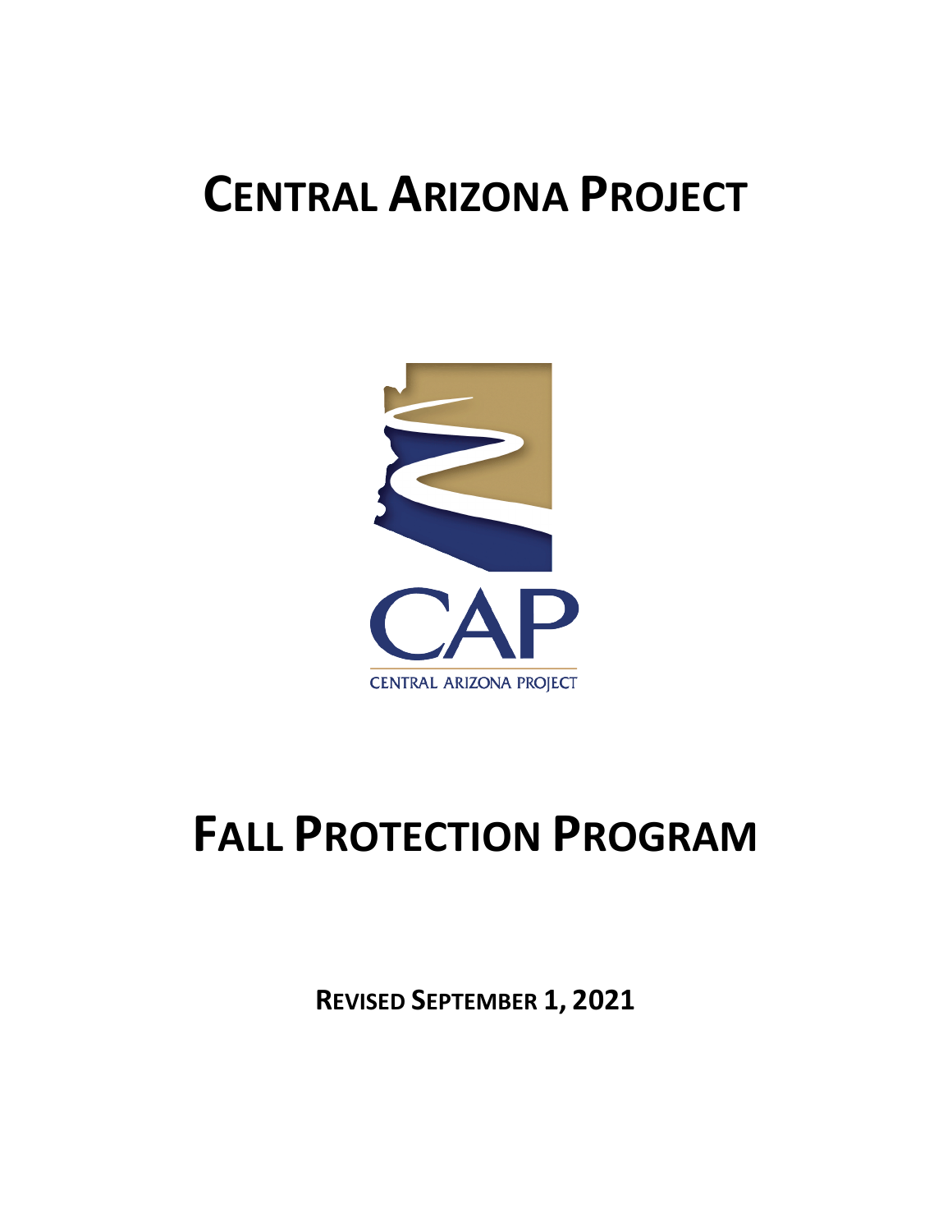# CENTRAL ARIZONA PROJECT

CAP

CENTRAL ARIZONA PROJECT

# FALL PROTECTION PROGRAM

**REVISED SEPTEMBER 1, 2021**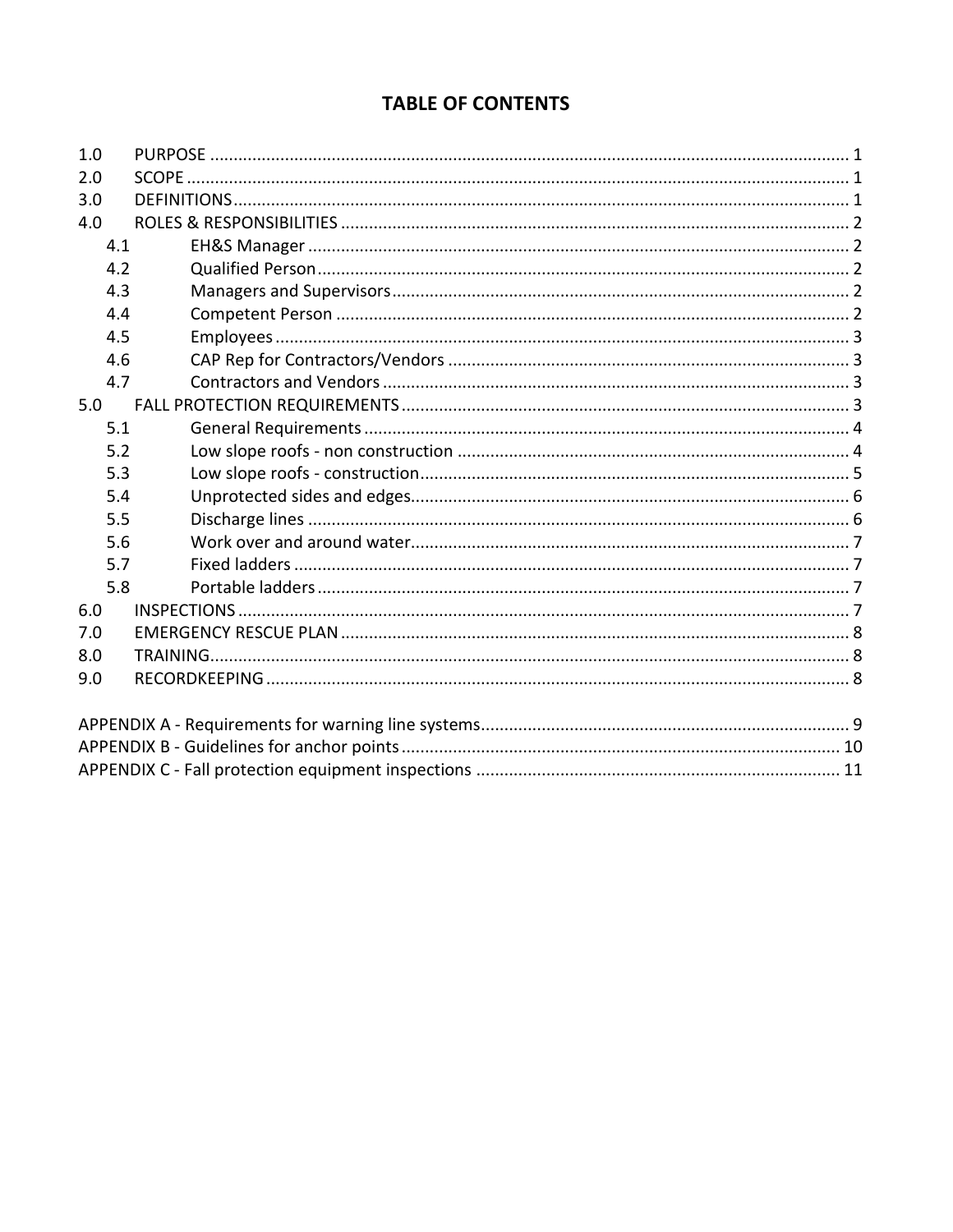# TABLE OF CONTENTS

| | | |
|---|---|---|
| 1.0 | PURPOSE | 1 |
| 2.0 | SCOPE | 1 |
| 3.0 | DEFINITIONS | 1 |
| 4.0 | ROLES & RESPONSIBILITIES | 2 |
| 4.1 | EH&S Manager | 2 |
| 4.2 | Qualified Person | 2 |
| 4.3 | Managers and Supervisors | 2 |
| 4.4 | Competent Person | 2 |
| 4.5 | Employees | 3 |
| 4.6 | CAP Rep for Contractors/Vendors | 3 |
| 4.7 | Contractors and Vendors | 3 |
| 5.0 | FALL PROTECTION REQUIREMENTS | 3 |
| 5.1 | General Requirements | 4 |
| 5.2 | Low slope roofs - non construction | 4 |
| 5.3 | Low slope roofs - construction | 5 |
| 5.4 | Unprotected sides and edges | 6 |
| 5.5 | Discharge lines | 6 |
| 5.6 | Work over and around water | 7 |
| 5.7 | Fixed ladders | 7 |
| 5.8 | Portable ladders | 7 |
| 6.0 | INSPECTIONS | 7 |
| 7.0 | EMERGENCY RESCUE PLAN | 8 |
| 8.0 | TRAINING | 8 |
| 9.0 | RECORDKEEPING | 8 |

| | |
|---|---|
| APPENDIX A - Requirements for warning line systems | 9 |
| APPENDIX B - Guidelines for anchor points | 10 |
| APPENDIX C - Fall protection equipment inspections | 11 |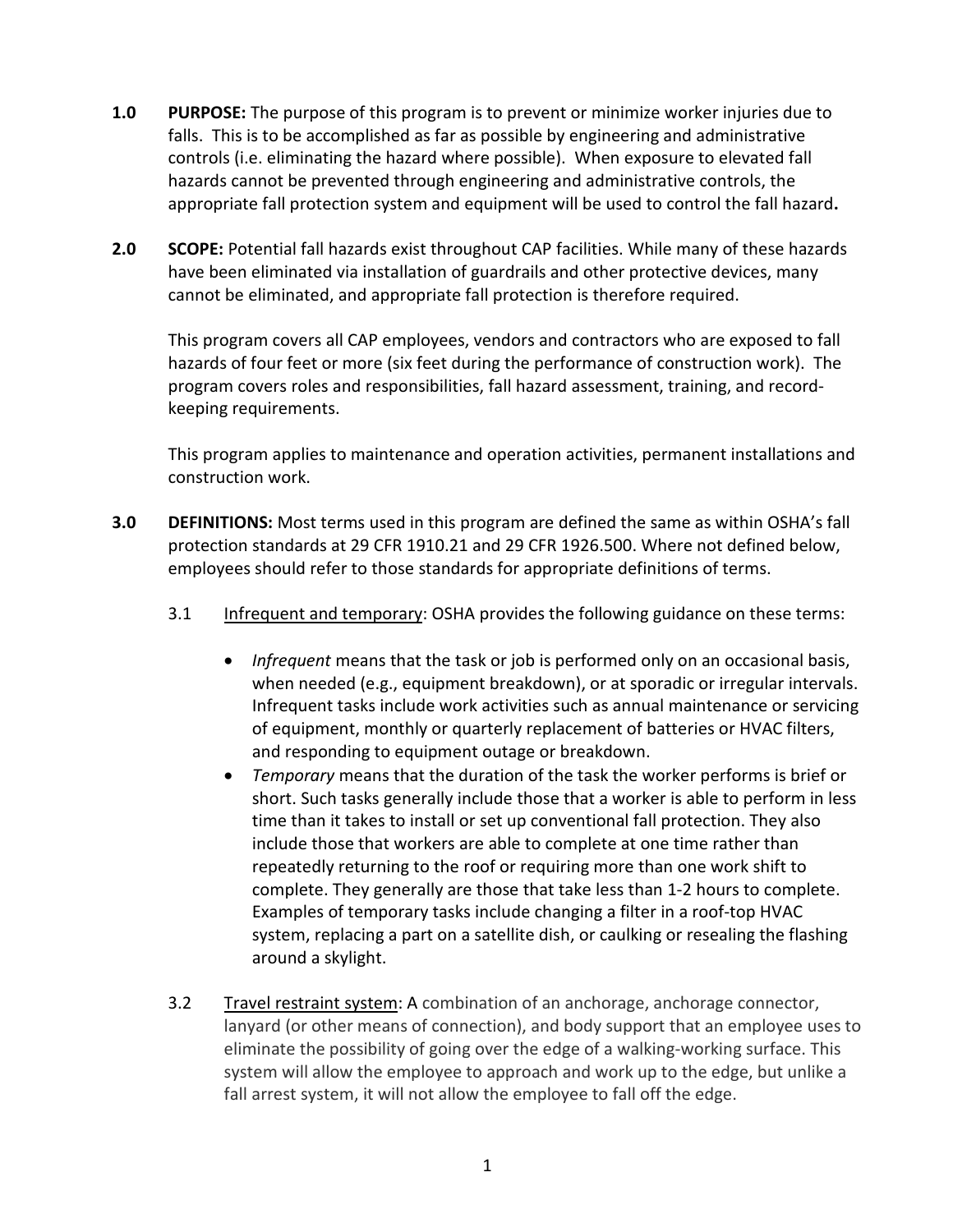**1.0 PURPOSE:** The purpose of this program is to prevent or minimize worker injuries due to falls. This is to be accomplished as far as possible by engineering and administrative controls (i.e. eliminating the hazard where possible). When exposure to elevated fall hazards cannot be prevented through engineering and administrative controls, the appropriate fall protection system and equipment will be used to control the fall hazard**.**

**2.0 SCOPE:** Potential fall hazards exist throughout CAP facilities. While many of these hazards have been eliminated via installation of guardrails and other protective devices, many cannot be eliminated, and appropriate fall protection is therefore required.

This program covers all CAP employees, vendors and contractors who are exposed to fall hazards of four feet or more (six feet during the performance of construction work). The program covers roles and responsibilities, fall hazard assessment, training, and record-keeping requirements.

This program applies to maintenance and operation activities, permanent installations and construction work.

**3.0 DEFINITIONS:** Most terms used in this program are defined the same as within OSHA's fall protection standards at 29 CFR 1910.21 and 29 CFR 1926.500. Where not defined below, employees should refer to those standards for appropriate definitions of terms.

3.1 Infrequent and temporary: OSHA provides the following guidance on these terms:

- *Infrequent* means that the task or job is performed only on an occasional basis, when needed (e.g., equipment breakdown), or at sporadic or irregular intervals. Infrequent tasks include work activities such as annual maintenance or servicing of equipment, monthly or quarterly replacement of batteries or HVAC filters, and responding to equipment outage or breakdown.
- *Temporary* means that the duration of the task the worker performs is brief or short. Such tasks generally include those that a worker is able to perform in less time than it takes to install or set up conventional fall protection. They also include those that workers are able to complete at one time rather than repeatedly returning to the roof or requiring more than one work shift to complete. They generally are those that take less than 1-2 hours to complete. Examples of temporary tasks include changing a filter in a roof-top HVAC system, replacing a part on a satellite dish, or caulking or resealing the flashing around a skylight.

3.2 Travel restraint system: A combination of an anchorage, anchorage connector, lanyard (or other means of connection), and body support that an employee uses to eliminate the possibility of going over the edge of a walking-working surface. This system will allow the employee to approach and work up to the edge, but unlike a fall arrest system, it will not allow the employee to fall off the edge.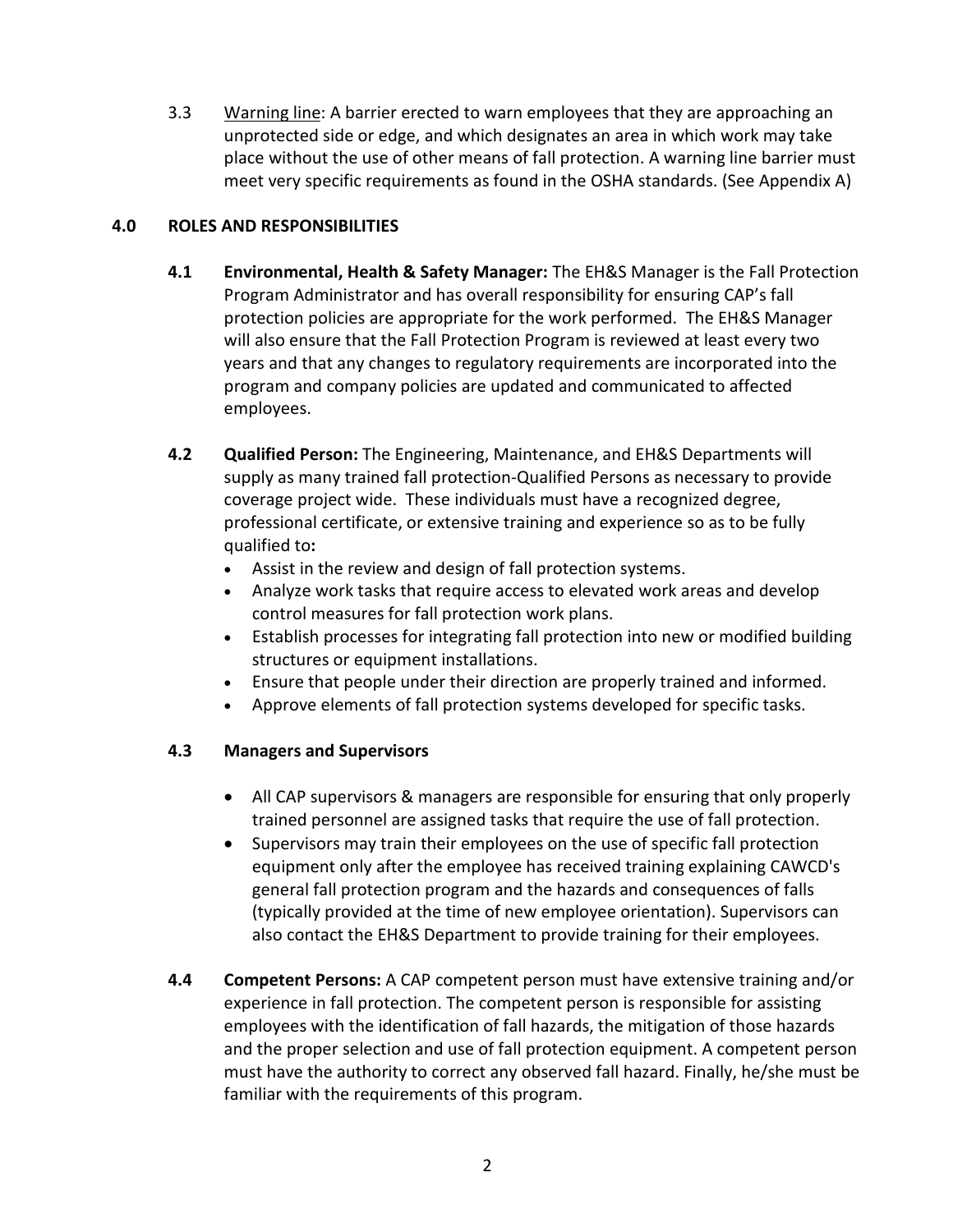3.3 Warning line: A barrier erected to warn employees that they are approaching an unprotected side or edge, and which designates an area in which work may take place without the use of other means of fall protection. A warning line barrier must meet very specific requirements as found in the OSHA standards. (See Appendix A)

## 4.0 ROLES AND RESPONSIBILITIES

**4.1 Environmental, Health & Safety Manager:** The EH&S Manager is the Fall Protection Program Administrator and has overall responsibility for ensuring CAP's fall protection policies are appropriate for the work performed. The EH&S Manager will also ensure that the Fall Protection Program is reviewed at least every two years and that any changes to regulatory requirements are incorporated into the program and company policies are updated and communicated to affected employees.

**4.2 Qualified Person:** The Engineering, Maintenance, and EH&S Departments will supply as many trained fall protection-Qualified Persons as necessary to provide coverage project wide. These individuals must have a recognized degree, professional certificate, or extensive training and experience so as to be fully qualified to**:**

- Assist in the review and design of fall protection systems.
- Analyze work tasks that require access to elevated work areas and develop control measures for fall protection work plans.
- Establish processes for integrating fall protection into new or modified building structures or equipment installations.
- Ensure that people under their direction are properly trained and informed.
- Approve elements of fall protection systems developed for specific tasks.

**4.3 Managers and Supervisors**

- All CAP supervisors & managers are responsible for ensuring that only properly trained personnel are assigned tasks that require the use of fall protection.
- Supervisors may train their employees on the use of specific fall protection equipment only after the employee has received training explaining CAWCD's general fall protection program and the hazards and consequences of falls (typically provided at the time of new employee orientation). Supervisors can also contact the EH&S Department to provide training for their employees.

**4.4 Competent Persons:** A CAP competent person must have extensive training and/or experience in fall protection. The competent person is responsible for assisting employees with the identification of fall hazards, the mitigation of those hazards and the proper selection and use of fall protection equipment. A competent person must have the authority to correct any observed fall hazard. Finally, he/she must be familiar with the requirements of this program.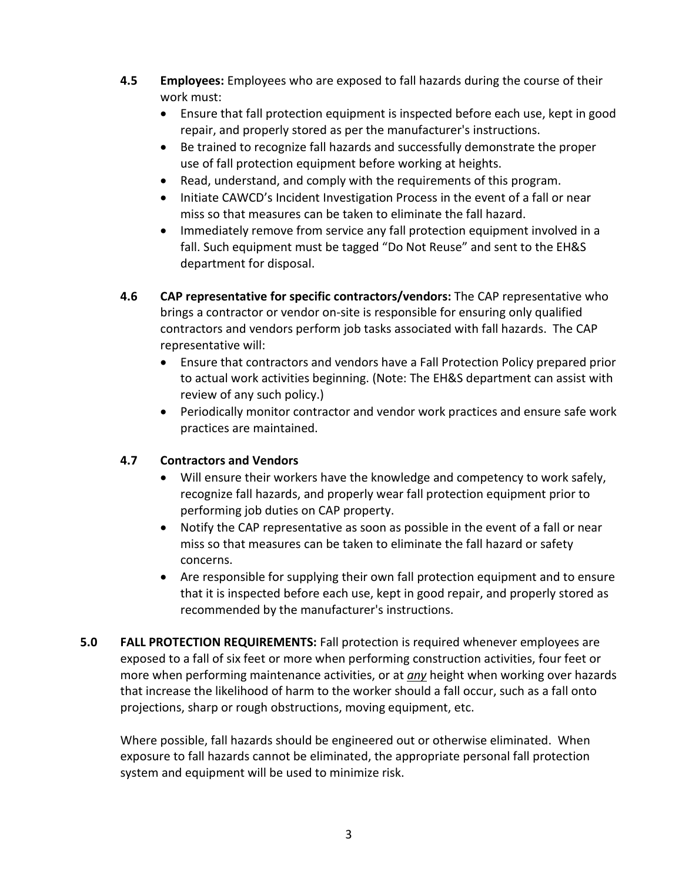**4.5 Employees:** Employees who are exposed to fall hazards during the course of their work must:

- Ensure that fall protection equipment is inspected before each use, kept in good repair, and properly stored as per the manufacturer's instructions.
- Be trained to recognize fall hazards and successfully demonstrate the proper use of fall protection equipment before working at heights.
- Read, understand, and comply with the requirements of this program.
- Initiate CAWCD's Incident Investigation Process in the event of a fall or near miss so that measures can be taken to eliminate the fall hazard.
- Immediately remove from service any fall protection equipment involved in a fall. Such equipment must be tagged "Do Not Reuse" and sent to the EH&S department for disposal.

**4.6 CAP representative for specific contractors/vendors:** The CAP representative who brings a contractor or vendor on-site is responsible for ensuring only qualified contractors and vendors perform job tasks associated with fall hazards. The CAP representative will:

- Ensure that contractors and vendors have a Fall Protection Policy prepared prior to actual work activities beginning. (Note: The EH&S department can assist with review of any such policy.)
- Periodically monitor contractor and vendor work practices and ensure safe work practices are maintained.

**4.7 Contractors and Vendors**

- Will ensure their workers have the knowledge and competency to work safely, recognize fall hazards, and properly wear fall protection equipment prior to performing job duties on CAP property.
- Notify the CAP representative as soon as possible in the event of a fall or near miss so that measures can be taken to eliminate the fall hazard or safety concerns.
- Are responsible for supplying their own fall protection equipment and to ensure that it is inspected before each use, kept in good repair, and properly stored as recommended by the manufacturer's instructions.

**5.0 FALL PROTECTION REQUIREMENTS:** Fall protection is required whenever employees are exposed to a fall of six feet or more when performing construction activities, four feet or more when performing maintenance activities, or at ***any*** height when working over hazards that increase the likelihood of harm to the worker should a fall occur, such as a fall onto projections, sharp or rough obstructions, moving equipment, etc.

Where possible, fall hazards should be engineered out or otherwise eliminated. When exposure to fall hazards cannot be eliminated, the appropriate personal fall protection system and equipment will be used to minimize risk.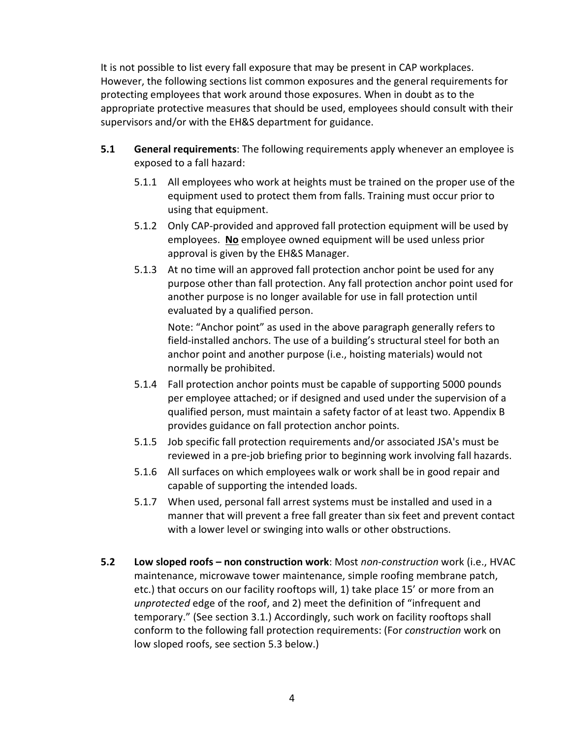It is not possible to list every fall exposure that may be present in CAP workplaces. However, the following sections list common exposures and the general requirements for protecting employees that work around those exposures. When in doubt as to the appropriate protective measures that should be used, employees should consult with their supervisors and/or with the EH&S department for guidance.

**5.1 General requirements**: The following requirements apply whenever an employee is exposed to a fall hazard:

5.1.1 All employees who work at heights must be trained on the proper use of the equipment used to protect them from falls. Training must occur prior to using that equipment.

5.1.2 Only CAP-provided and approved fall protection equipment will be used by employees. **<u>No</u>** employee owned equipment will be used unless prior approval is given by the EH&S Manager.

5.1.3 At no time will an approved fall protection anchor point be used for any purpose other than fall protection. Any fall protection anchor point used for another purpose is no longer available for use in fall protection until evaluated by a qualified person.

Note: "Anchor point" as used in the above paragraph generally refers to field-installed anchors. The use of a building's structural steel for both an anchor point and another purpose (i.e., hoisting materials) would not normally be prohibited.

5.1.4 Fall protection anchor points must be capable of supporting 5000 pounds per employee attached; or if designed and used under the supervision of a qualified person, must maintain a safety factor of at least two. Appendix B provides guidance on fall protection anchor points.

5.1.5 Job specific fall protection requirements and/or associated JSA's must be reviewed in a pre-job briefing prior to beginning work involving fall hazards.

5.1.6 All surfaces on which employees walk or work shall be in good repair and capable of supporting the intended loads.

5.1.7 When used, personal fall arrest systems must be installed and used in a manner that will prevent a free fall greater than six feet and prevent contact with a lower level or swinging into walls or other obstructions.

**5.2 Low sloped roofs – non construction work**: Most *non-construction* work (i.e., HVAC maintenance, microwave tower maintenance, simple roofing membrane patch, etc.) that occurs on our facility rooftops will, 1) take place 15' or more from an *unprotected* edge of the roof, and 2) meet the definition of "infrequent and temporary." (See section 3.1.) Accordingly, such work on facility rooftops shall conform to the following fall protection requirements: (For *construction* work on low sloped roofs, see section 5.3 below.)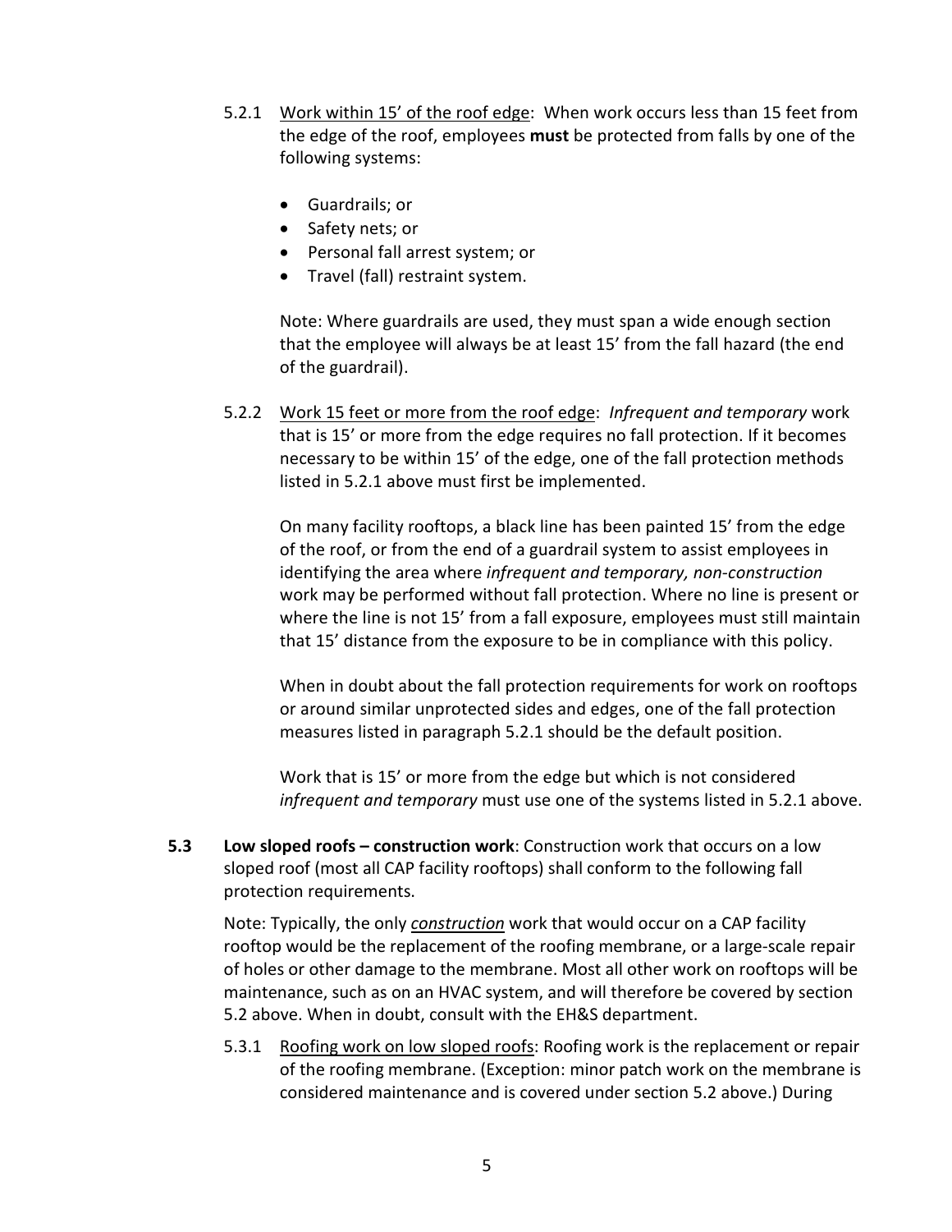5.2.1 <u>Work within 15' of the roof edge</u>: When work occurs less than 15 feet from the edge of the roof, employees **must** be protected from falls by one of the following systems:

- Guardrails; or
- Safety nets; or
- Personal fall arrest system; or
- Travel (fall) restraint system.

Note: Where guardrails are used, they must span a wide enough section that the employee will always be at least 15' from the fall hazard (the end of the guardrail).

5.2.2 <u>Work 15 feet or more from the roof edge</u>: *Infrequent and temporary* work that is 15' or more from the edge requires no fall protection. If it becomes necessary to be within 15' of the edge, one of the fall protection methods listed in 5.2.1 above must first be implemented.

On many facility rooftops, a black line has been painted 15' from the edge of the roof, or from the end of a guardrail system to assist employees in identifying the area where *infrequent and temporary, non-construction* work may be performed without fall protection. Where no line is present or where the line is not 15' from a fall exposure, employees must still maintain that 15' distance from the exposure to be in compliance with this policy.

When in doubt about the fall protection requirements for work on rooftops or around similar unprotected sides and edges, one of the fall protection measures listed in paragraph 5.2.1 should be the default position.

Work that is 15' or more from the edge but which is not considered *infrequent and temporary* must use one of the systems listed in 5.2.1 above.

**5.3 Low sloped roofs – construction work**: Construction work that occurs on a low sloped roof (most all CAP facility rooftops) shall conform to the following fall protection requirements.

Note: Typically, the only ***<u>construction</u>*** work that would occur on a CAP facility rooftop would be the replacement of the roofing membrane, or a large-scale repair of holes or other damage to the membrane. Most all other work on rooftops will be maintenance, such as on an HVAC system, and will therefore be covered by section 5.2 above. When in doubt, consult with the EH&S department.

5.3.1 <u>Roofing work on low sloped roofs</u>: Roofing work is the replacement or repair of the roofing membrane. (Exception: minor patch work on the membrane is considered maintenance and is covered under section 5.2 above.) During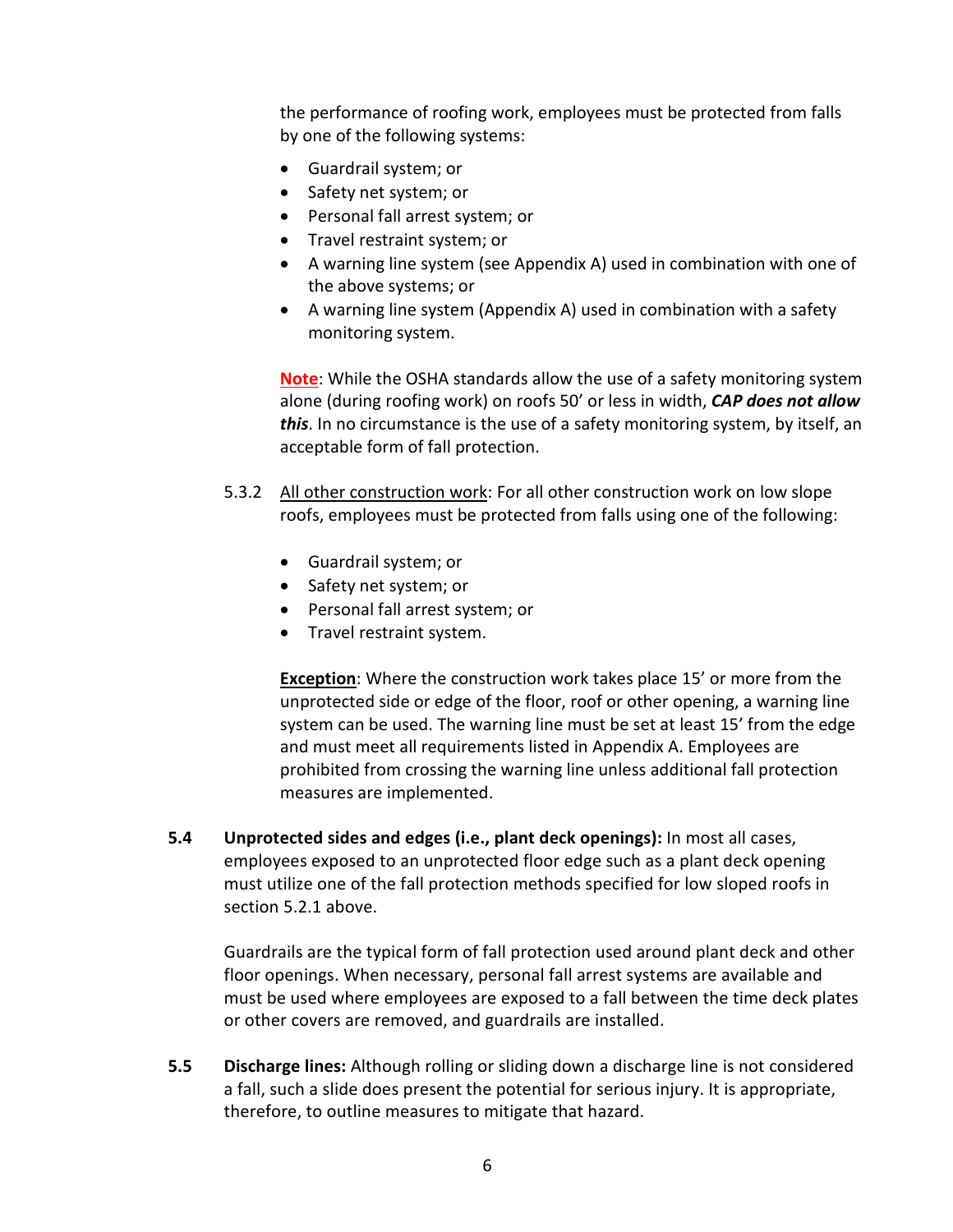the performance of roofing work, employees must be protected from falls by one of the following systems:

- Guardrail system; or
- Safety net system; or
- Personal fall arrest system; or
- Travel restraint system; or
- A warning line system (see Appendix A) used in combination with one of the above systems; or
- A warning line system (Appendix A) used in combination with a safety monitoring system.

**Note**: While the OSHA standards allow the use of a safety monitoring system alone (during roofing work) on roofs 50' or less in width, ***CAP does not allow this***. In no circumstance is the use of a safety monitoring system, by itself, an acceptable form of fall protection.

5.3.2 All other construction work: For all other construction work on low slope roofs, employees must be protected from falls using one of the following:

- Guardrail system; or
- Safety net system; or
- Personal fall arrest system; or
- Travel restraint system.

**Exception**: Where the construction work takes place 15' or more from the unprotected side or edge of the floor, roof or other opening, a warning line system can be used. The warning line must be set at least 15' from the edge and must meet all requirements listed in Appendix A. Employees are prohibited from crossing the warning line unless additional fall protection measures are implemented.

**5.4 Unprotected sides and edges (i.e., plant deck openings):** In most all cases, employees exposed to an unprotected floor edge such as a plant deck opening must utilize one of the fall protection methods specified for low sloped roofs in section 5.2.1 above.

Guardrails are the typical form of fall protection used around plant deck and other floor openings. When necessary, personal fall arrest systems are available and must be used where employees are exposed to a fall between the time deck plates or other covers are removed, and guardrails are installed.

**5.5 Discharge lines:** Although rolling or sliding down a discharge line is not considered a fall, such a slide does present the potential for serious injury. It is appropriate, therefore, to outline measures to mitigate that hazard.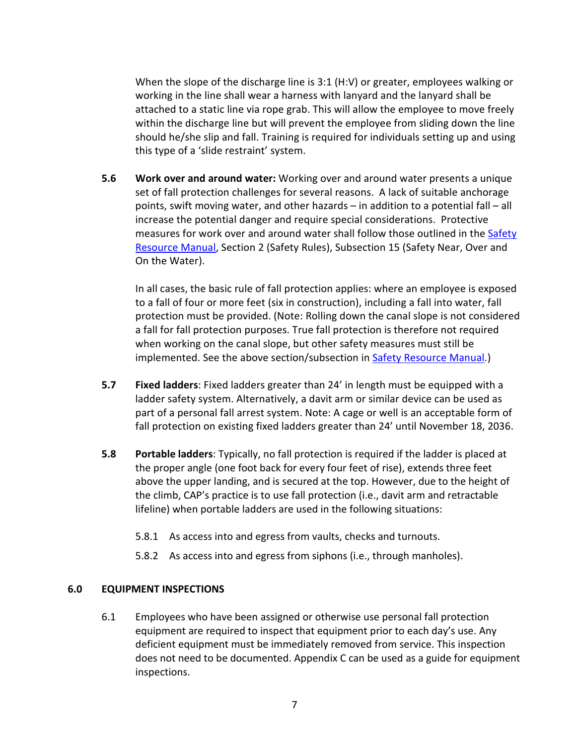When the slope of the discharge line is 3:1 (H:V) or greater, employees walking or working in the line shall wear a harness with lanyard and the lanyard shall be attached to a static line via rope grab. This will allow the employee to move freely within the discharge line but will prevent the employee from sliding down the line should he/she slip and fall. Training is required for individuals setting up and using this type of a 'slide restraint' system.

**5.6 Work over and around water:** Working over and around water presents a unique set of fall protection challenges for several reasons. A lack of suitable anchorage points, swift moving water, and other hazards – in addition to a potential fall – all increase the potential danger and require special considerations. Protective measures for work over and around water shall follow those outlined in the [Safety Resource Manual](), Section 2 (Safety Rules), Subsection 15 (Safety Near, Over and On the Water).

In all cases, the basic rule of fall protection applies: where an employee is exposed to a fall of four or more feet (six in construction), including a fall into water, fall protection must be provided. (Note: Rolling down the canal slope is not considered a fall for fall protection purposes. True fall protection is therefore not required when working on the canal slope, but other safety measures must still be implemented. See the above section/subsection in [Safety Resource Manual]().)

**5.7 Fixed ladders**: Fixed ladders greater than 24' in length must be equipped with a ladder safety system. Alternatively, a davit arm or similar device can be used as part of a personal fall arrest system. Note: A cage or well is an acceptable form of fall protection on existing fixed ladders greater than 24' until November 18, 2036.

**5.8 Portable ladders**: Typically, no fall protection is required if the ladder is placed at the proper angle (one foot back for every four feet of rise), extends three feet above the upper landing, and is secured at the top. However, due to the height of the climb, CAP's practice is to use fall protection (i.e., davit arm and retractable lifeline) when portable ladders are used in the following situations:

5.8.1 As access into and egress from vaults, checks and turnouts.

5.8.2 As access into and egress from siphons (i.e., through manholes).

## 6.0 EQUIPMENT INSPECTIONS

6.1 Employees who have been assigned or otherwise use personal fall protection equipment are required to inspect that equipment prior to each day's use. Any deficient equipment must be immediately removed from service. This inspection does not need to be documented. Appendix C can be used as a guide for equipment inspections.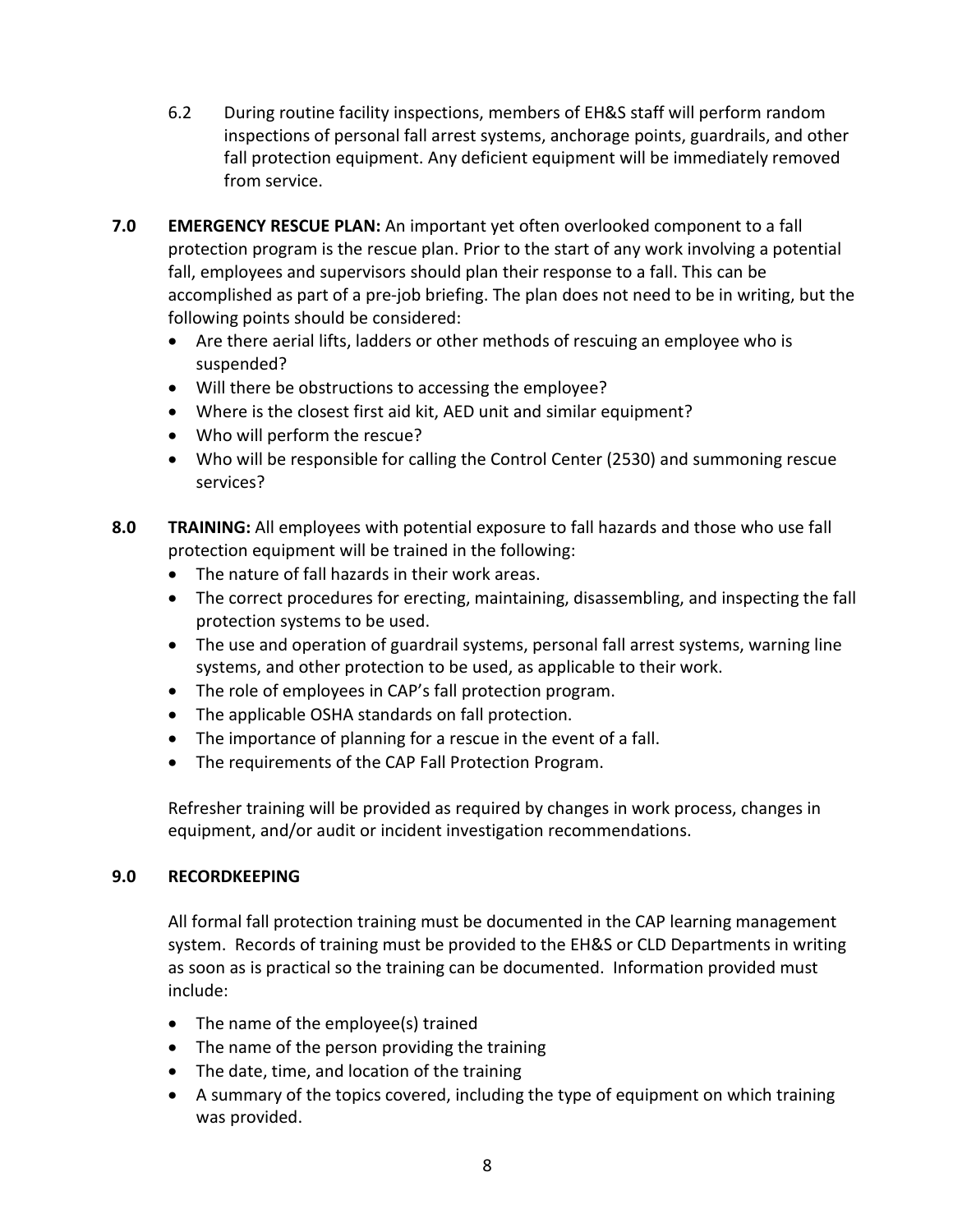6.2 During routine facility inspections, members of EH&S staff will perform random inspections of personal fall arrest systems, anchorage points, guardrails, and other fall protection equipment. Any deficient equipment will be immediately removed from service.

**7.0 EMERGENCY RESCUE PLAN:** An important yet often overlooked component to a fall protection program is the rescue plan. Prior to the start of any work involving a potential fall, employees and supervisors should plan their response to a fall. This can be accomplished as part of a pre-job briefing. The plan does not need to be in writing, but the following points should be considered:

- Are there aerial lifts, ladders or other methods of rescuing an employee who is suspended?
- Will there be obstructions to accessing the employee?
- Where is the closest first aid kit, AED unit and similar equipment?
- Who will perform the rescue?
- Who will be responsible for calling the Control Center (2530) and summoning rescue services?

**8.0 TRAINING:** All employees with potential exposure to fall hazards and those who use fall protection equipment will be trained in the following:

- The nature of fall hazards in their work areas.
- The correct procedures for erecting, maintaining, disassembling, and inspecting the fall protection systems to be used.
- The use and operation of guardrail systems, personal fall arrest systems, warning line systems, and other protection to be used, as applicable to their work.
- The role of employees in CAP's fall protection program.
- The applicable OSHA standards on fall protection.
- The importance of planning for a rescue in the event of a fall.
- The requirements of the CAP Fall Protection Program.

Refresher training will be provided as required by changes in work process, changes in equipment, and/or audit or incident investigation recommendations.

**9.0 RECORDKEEPING**

All formal fall protection training must be documented in the CAP learning management system. Records of training must be provided to the EH&S or CLD Departments in writing as soon as is practical so the training can be documented. Information provided must include:

- The name of the employee(s) trained
- The name of the person providing the training
- The date, time, and location of the training
- A summary of the topics covered, including the type of equipment on which training was provided.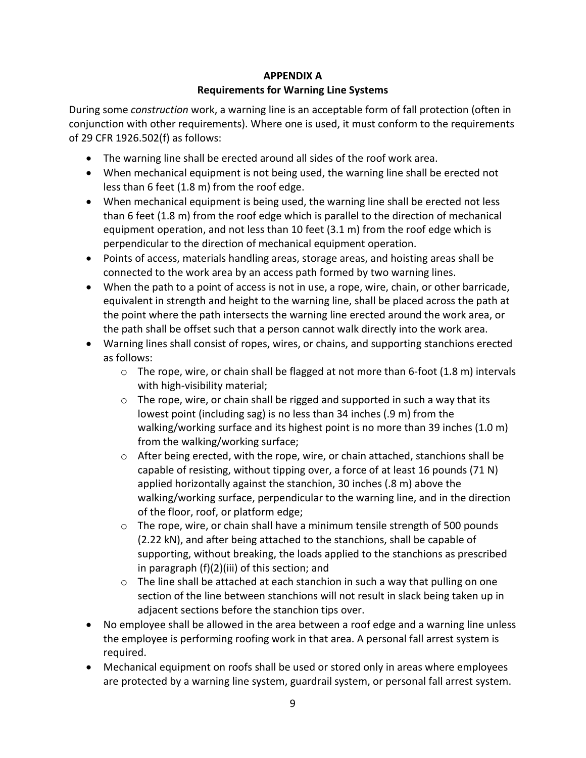## APPENDIX A
### Requirements for Warning Line Systems

During some *construction* work, a warning line is an acceptable form of fall protection (often in conjunction with other requirements). Where one is used, it must conform to the requirements of 29 CFR 1926.502(f) as follows:

- The warning line shall be erected around all sides of the roof work area.
- When mechanical equipment is not being used, the warning line shall be erected not less than 6 feet (1.8 m) from the roof edge.
- When mechanical equipment is being used, the warning line shall be erected not less than 6 feet (1.8 m) from the roof edge which is parallel to the direction of mechanical equipment operation, and not less than 10 feet (3.1 m) from the roof edge which is perpendicular to the direction of mechanical equipment operation.
- Points of access, materials handling areas, storage areas, and hoisting areas shall be connected to the work area by an access path formed by two warning lines.
- When the path to a point of access is not in use, a rope, wire, chain, or other barricade, equivalent in strength and height to the warning line, shall be placed across the path at the point where the path intersects the warning line erected around the work area, or the path shall be offset such that a person cannot walk directly into the work area.
- Warning lines shall consist of ropes, wires, or chains, and supporting stanchions erected as follows:
    - The rope, wire, or chain shall be flagged at not more than 6-foot (1.8 m) intervals with high-visibility material;
    - The rope, wire, or chain shall be rigged and supported in such a way that its lowest point (including sag) is no less than 34 inches (.9 m) from the walking/working surface and its highest point is no more than 39 inches (1.0 m) from the walking/working surface;
    - After being erected, with the rope, wire, or chain attached, stanchions shall be capable of resisting, without tipping over, a force of at least 16 pounds (71 N) applied horizontally against the stanchion, 30 inches (.8 m) above the walking/working surface, perpendicular to the warning line, and in the direction of the floor, roof, or platform edge;
    - The rope, wire, or chain shall have a minimum tensile strength of 500 pounds (2.22 kN), and after being attached to the stanchions, shall be capable of supporting, without breaking, the loads applied to the stanchions as prescribed in paragraph (f)(2)(iii) of this section; and
    - The line shall be attached at each stanchion in such a way that pulling on one section of the line between stanchions will not result in slack being taken up in adjacent sections before the stanchion tips over.
- No employee shall be allowed in the area between a roof edge and a warning line unless the employee is performing roofing work in that area. A personal fall arrest system is required.
- Mechanical equipment on roofs shall be used or stored only in areas where employees are protected by a warning line system, guardrail system, or personal fall arrest system.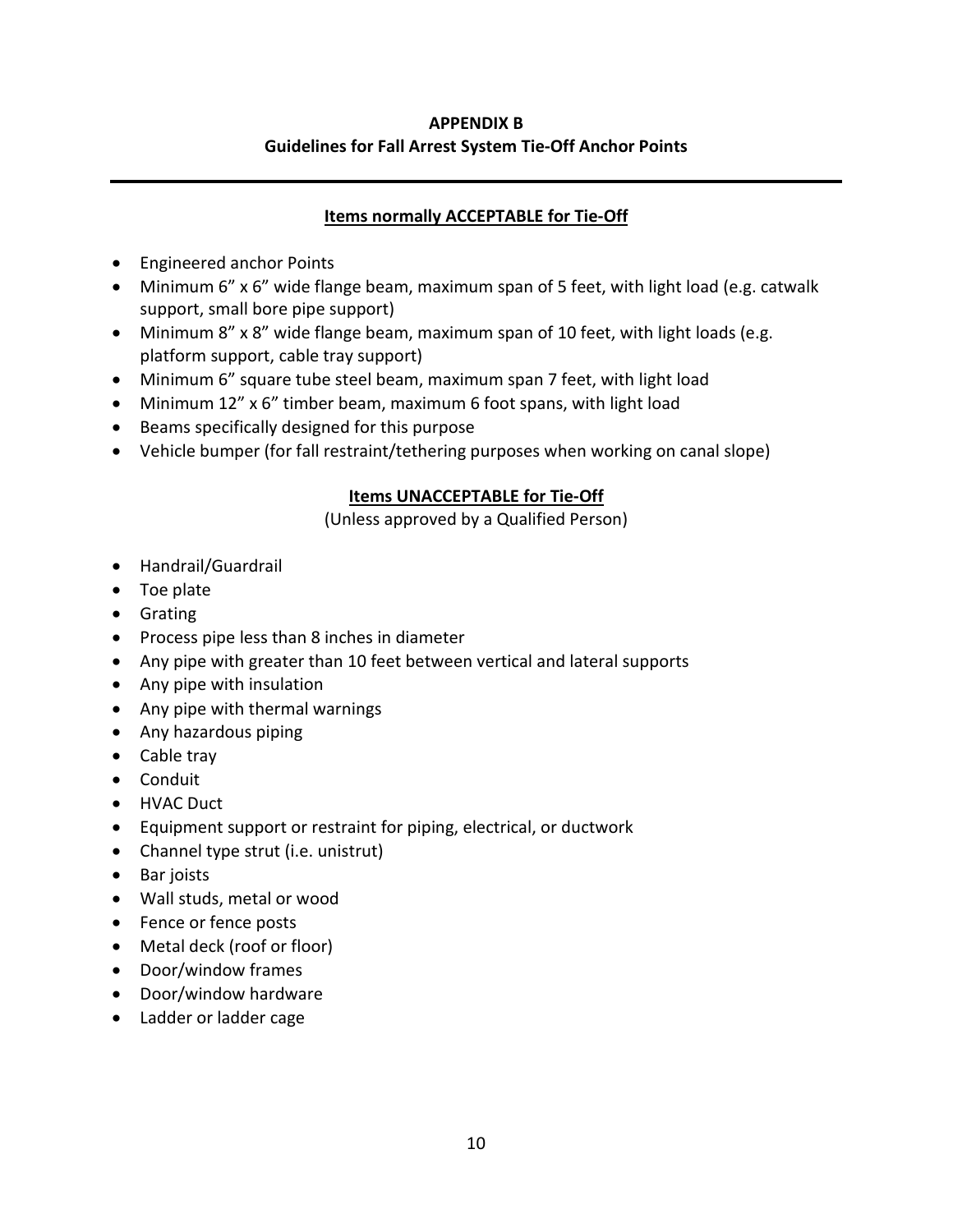**APPENDIX B**
**Guidelines for Fall Arrest System Tie-Off Anchor Points**

---

**Items normally ACCEPTABLE for Tie-Off**

- Engineered anchor Points
- Minimum 6” x 6” wide flange beam, maximum span of 5 feet, with light load (e.g. catwalk support, small bore pipe support)
- Minimum 8” x 8” wide flange beam, maximum span of 10 feet, with light loads (e.g. platform support, cable tray support)
- Minimum 6” square tube steel beam, maximum span 7 feet, with light load
- Minimum 12” x 6” timber beam, maximum 6 foot spans, with light load
- Beams specifically designed for this purpose
- Vehicle bumper (for fall restraint/tethering purposes when working on canal slope)

**Items UNACCEPTABLE for Tie-Off**

(Unless approved by a Qualified Person)

- Handrail/Guardrail
- Toe plate
- Grating
- Process pipe less than 8 inches in diameter
- Any pipe with greater than 10 feet between vertical and lateral supports
- Any pipe with insulation
- Any pipe with thermal warnings
- Any hazardous piping
- Cable tray
- Conduit
- HVAC Duct
- Equipment support or restraint for piping, electrical, or ductwork
- Channel type strut (i.e. unistrut)
- Bar joists
- Wall studs, metal or wood
- Fence or fence posts
- Metal deck (roof or floor)
- Door/window frames
- Door/window hardware
- Ladder or ladder cage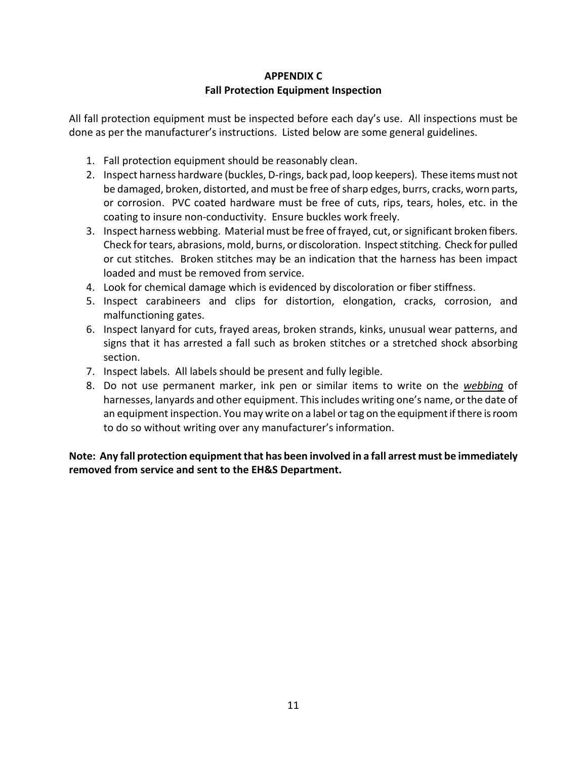## APPENDIX C
## Fall Protection Equipment Inspection

All fall protection equipment must be inspected before each day's use. All inspections must be done as per the manufacturer's instructions. Listed below are some general guidelines.

1. Fall protection equipment should be reasonably clean.
2. Inspect harness hardware (buckles, D-rings, back pad, loop keepers). These items must not be damaged, broken, distorted, and must be free of sharp edges, burrs, cracks, worn parts, or corrosion. PVC coated hardware must be free of cuts, rips, tears, holes, etc. in the coating to insure non-conductivity. Ensure buckles work freely.
3. Inspect harness webbing. Material must be free of frayed, cut, or significant broken fibers. Check for tears, abrasions, mold, burns, or discoloration. Inspect stitching. Check for pulled or cut stitches. Broken stitches may be an indication that the harness has been impact loaded and must be removed from service.
4. Look for chemical damage which is evidenced by discoloration or fiber stiffness.
5. Inspect carabineers and clips for distortion, elongation, cracks, corrosion, and malfunctioning gates.
6. Inspect lanyard for cuts, frayed areas, broken strands, kinks, unusual wear patterns, and signs that it has arrested a fall such as broken stitches or a stretched shock absorbing section.
7. Inspect labels. All labels should be present and fully legible.
8. Do not use permanent marker, ink pen or similar items to write on the ***webbing*** of harnesses, lanyards and other equipment. This includes writing one's name, or the date of an equipment inspection. You may write on a label or tag on the equipment if there is room to do so without writing over any manufacturer's information.

**Note: Any fall protection equipment that has been involved in a fall arrest must be immediately removed from service and sent to the EH&S Department.**